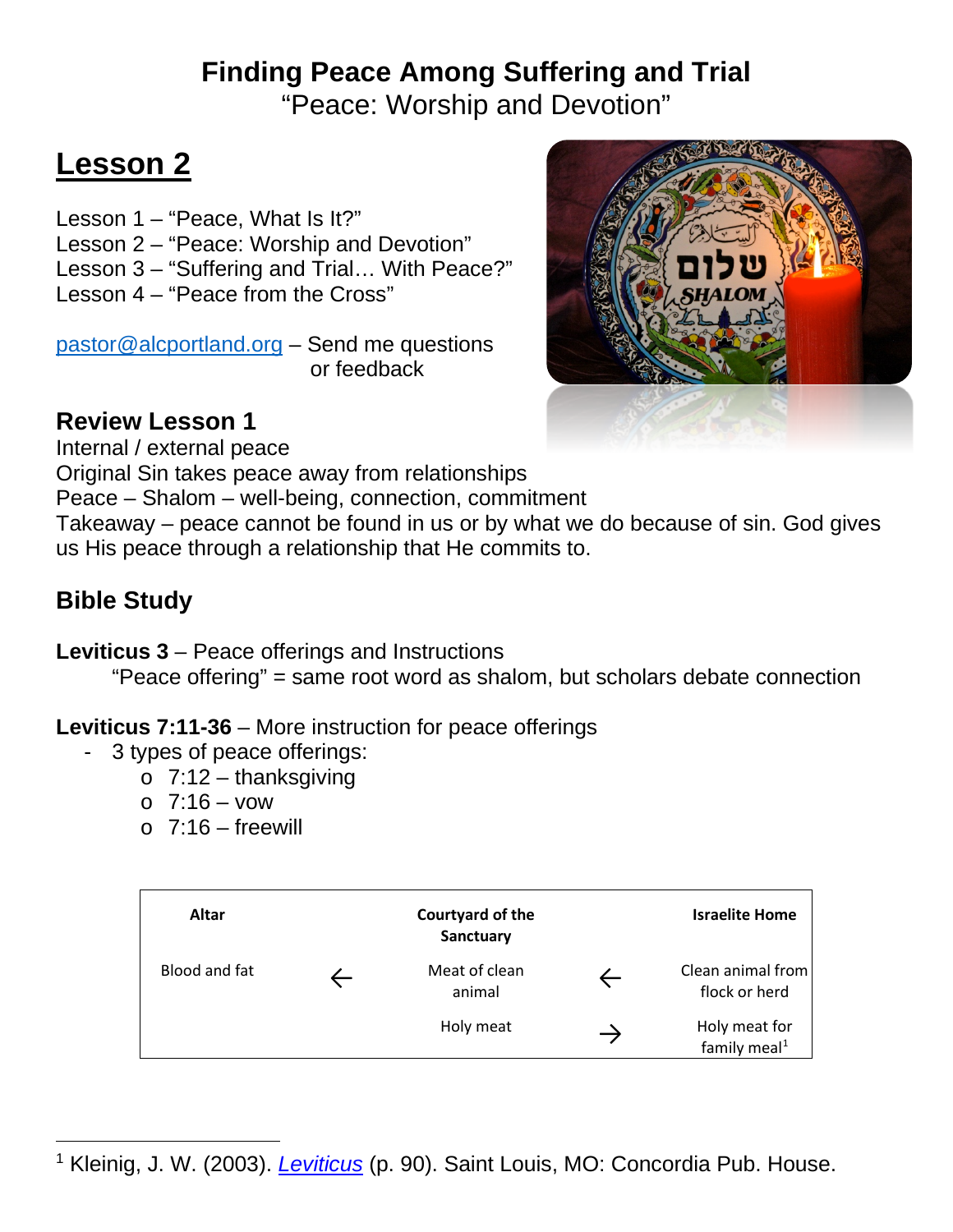# Finding Peace Among Suffering and Trial

"Peace: Worship and Devotion"

## Lesson 2

Lesson 1 – "Peace, What Is It?"
Lesson 2 – "Peace: Worship and Devotion"
Lesson 3 – "Suffering and Trial… With Peace?"
Lesson 4 – "Peace from the Cross"

pastor@alcportland.org – Send me questions or feedback

### Review Lesson 1

Internal / external peace
Original Sin takes peace away from relationships
Peace – Shalom – well-being, connection, commitment
Takeaway – peace cannot be found in us or by what we do because of sin. God gives us His peace through a relationship that He commits to.

### Bible Study

**Leviticus 3** – Peace offerings and Instructions

"Peace offering" = same root word as shalom, but scholars debate connection

**Leviticus 7:11-36** – More instruction for peace offerings

- 3 types of peace offerings:
  - 7:12 – thanksgiving
  - 7:16 – vow
  - 7:16 – freewill

| Altar | | Courtyard of the Sanctuary | | Israelite Home |
|---|---|---|---|---|
| Blood and fat | ← | Meat of clean animal | ← | Clean animal from flock or herd |
| | | Holy meat | → | Holy meat for family meal[1] |

[1] Kleinig, J. W. (2003). *Leviticus* (p. 90). Saint Louis, MO: Concordia Pub. House.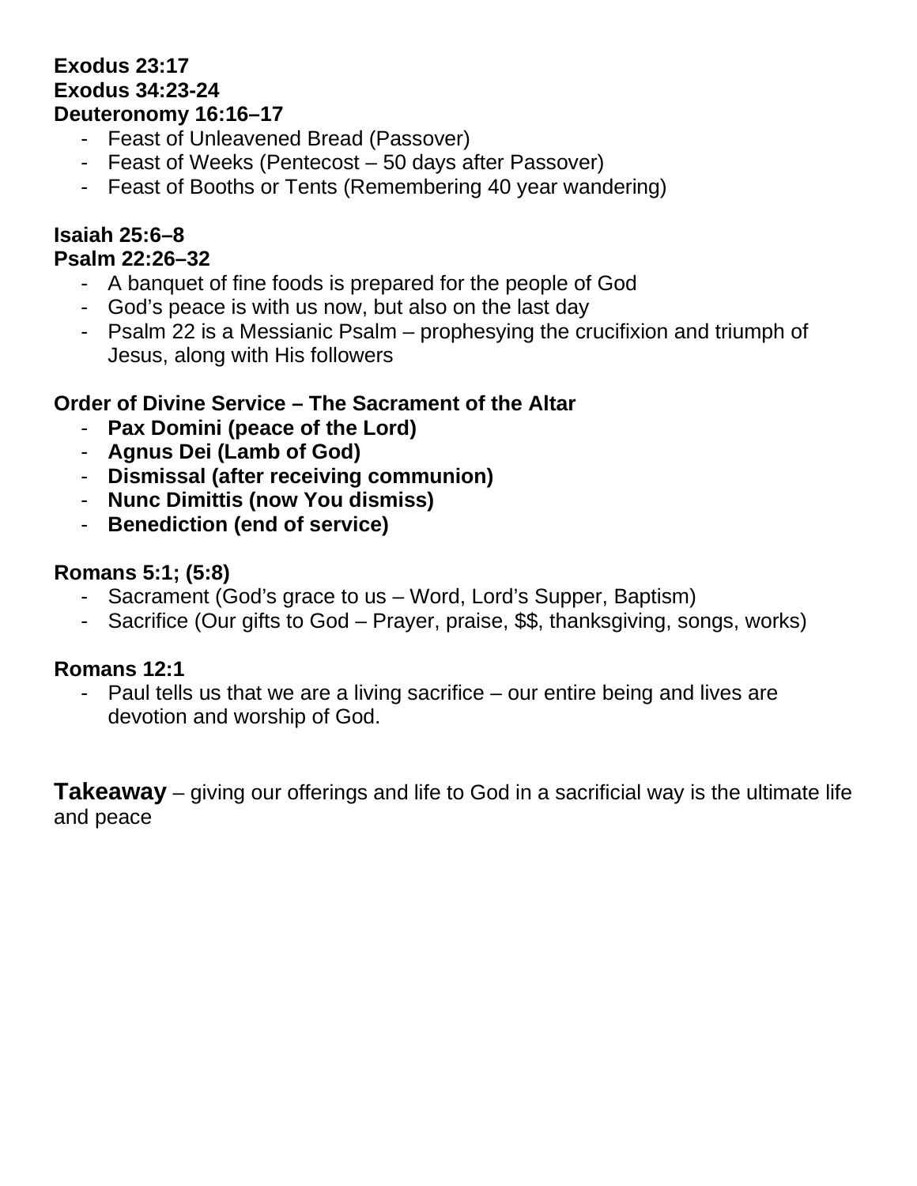**Exodus 23:17**
**Exodus 34:23-24**
**Deuteronomy 16:16–17**

- Feast of Unleavened Bread (Passover)
- Feast of Weeks (Pentecost – 50 days after Passover)
- Feast of Booths or Tents (Remembering 40 year wandering)

**Isaiah 25:6–8**
**Psalm 22:26–32**

- A banquet of fine foods is prepared for the people of God
- God's peace is with us now, but also on the last day
- Psalm 22 is a Messianic Psalm – prophesying the crucifixion and triumph of Jesus, along with His followers

**Order of Divine Service – The Sacrament of the Altar**

- **Pax Domini (peace of the Lord)**
- **Agnus Dei (Lamb of God)**
- **Dismissal (after receiving communion)**
- **Nunc Dimittis (now You dismiss)**
- **Benediction (end of service)**

**Romans 5:1; (5:8)**

- Sacrament (God's grace to us – Word, Lord's Supper, Baptism)
- Sacrifice (Our gifts to God – Prayer, praise, $$, thanksgiving, songs, works)

**Romans 12:1**

- Paul tells us that we are a living sacrifice – our entire being and lives are devotion and worship of God.

**Takeaway** – giving our offerings and life to God in a sacrificial way is the ultimate life and peace